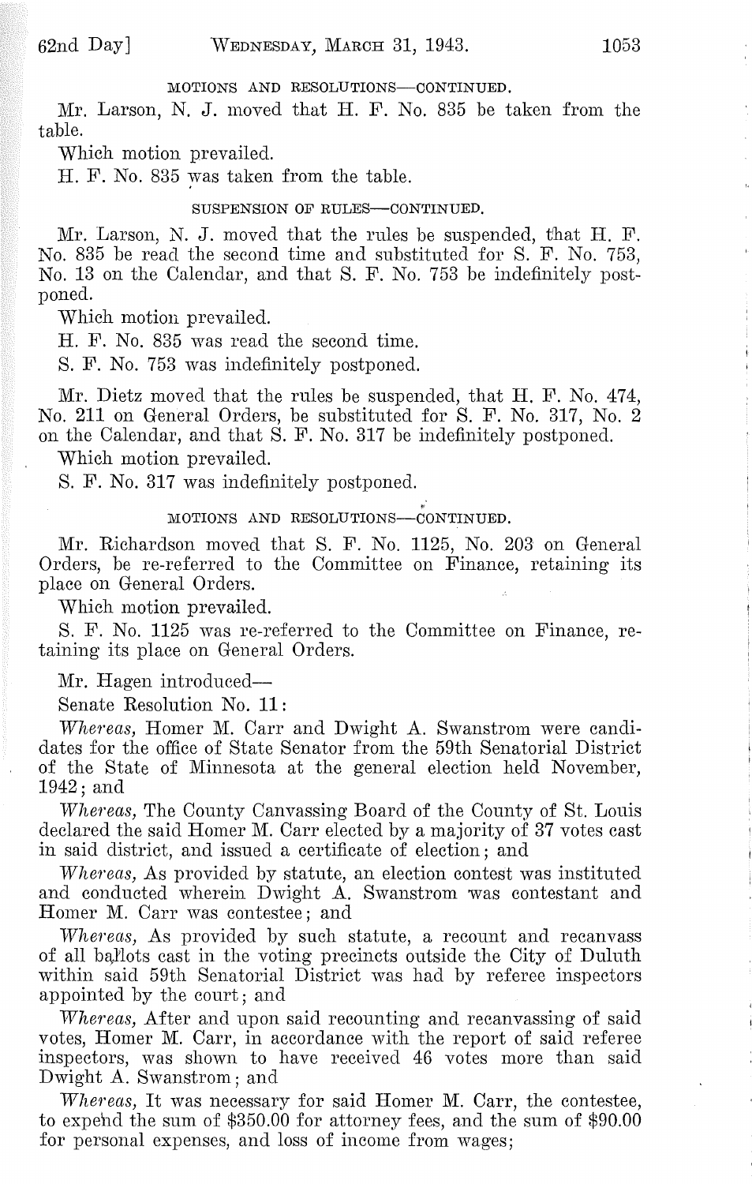MOTIONS AND RESOLUTIONS—CONTINUED.

Mr. Larson, N. J. moved that H. F. No. 835 be taken from the table.

Which motion prevailed.

H. F. No. 835 was taken from the table.

SUSPENSION OF RULES—CONTINUED.

Mr. Larson, N. J. moved that the rules be suspended, that H. F. No. 835 be read the second time and substituted for S. F. No. 753, No. 13 on the Calendar, and that S. F. No. 753 be indefinitely postponed.

Which motion prevailed.

H. F. No. 835 was read the second time.

S. F. No. 753 was indefinitely postponed.

Mr. Dietz moved that the rules be suspended, that H. F. No. 474, No. 211 on General Orders, be substituted for S. F. No. 317, No. 2 on the Calendar, and that S. F. No. 317 be indefinitely postponed.

Which motion prevailed.

S. F. No. 317 was indefinitely postponed.

MOTIONS AND RESOLUTIONS—CONTINUED.

Mr. Richardson moved that S. F. No. 1125, No. 203 on General Orders, be re-referred to the Committee on Finance, retaining its place on General Orders.

Which motion prevailed.

S. F. No. 1125 was re-referred to the Committee on Finance, retaining its place on General Orders.

Mr. Hagen introduced—

Senate Resolution No. 11:

*Whereas,* Homer M. Carr and Dwight A. Swanstrom were candidates for the office of State Senator from the 59th Senatorial District of the State of Minnesota at the general election held November, 1942; and

*Whereas,* The County Canvassing Board of the County of St. Louis declared the said Homer M. Carr elected by a majority of 37 votes cast in said district, and issued a certificate of election; and

*Whereas,* As provided by statute, an election contest was instituted and conducted wherein Dwight A. Swanstrom was contestant and Homer M. Carr was contestee; and

*Whereas,* As provided by such statute, a recount and recanvass of all ballots cast in the voting precincts outside the City of Duluth within said 59th Senatorial District was had by referee inspectors appointed by the court; and

*Whereas,* After and upon said recounting and recanvassing of said votes, Homer M. Carr, in accordance with the report of said referee inspectors, was shown to have received 46 votes more than said Dwight A. Swanstrom; and

*Whereas,* It was necessary for said Homer M. Carr, the contestee, to expend the sum of $350.00 for attorney fees, and the sum of $90.00 for personal expenses, and loss of income from wages;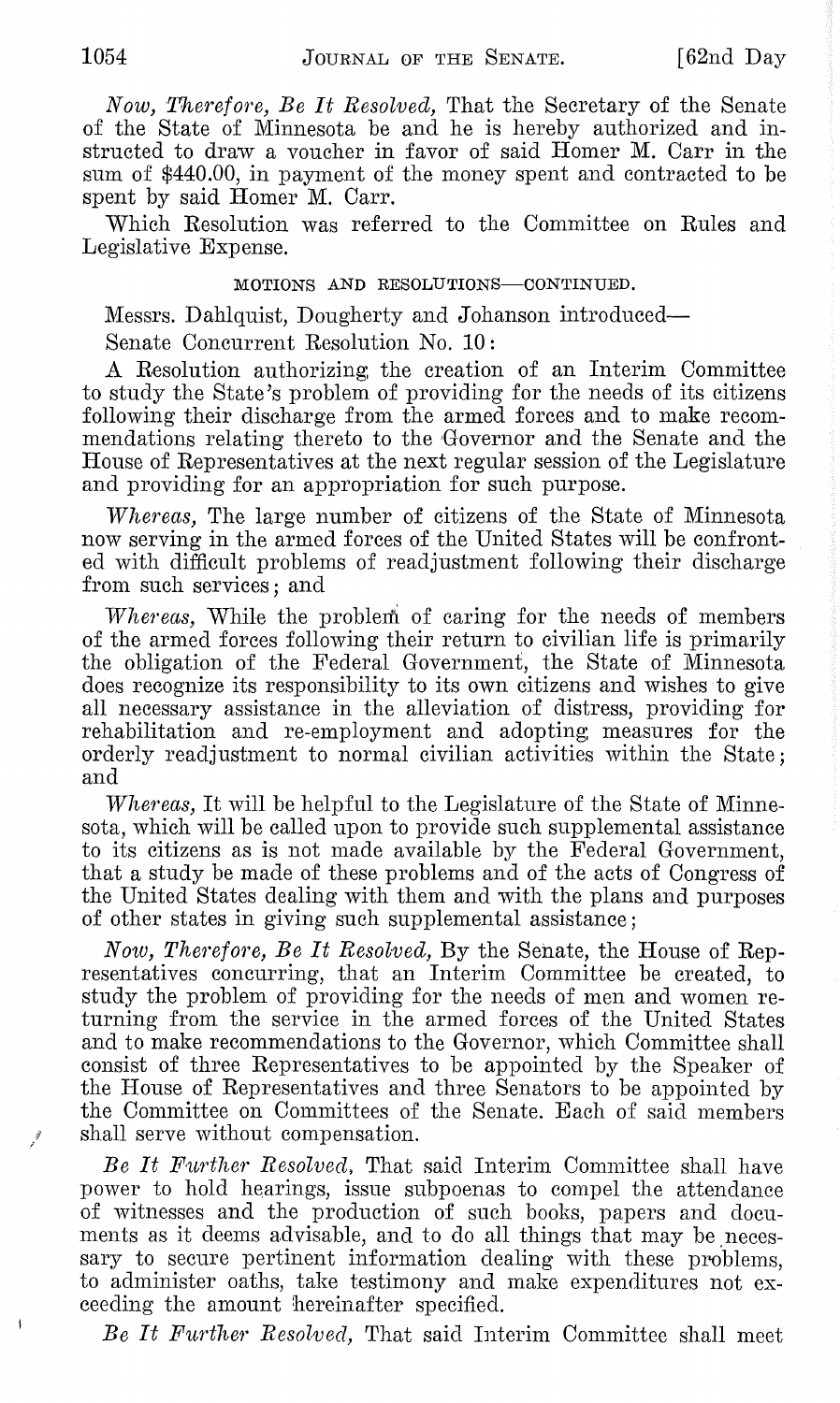*Now, Therefore, Be It Resolved,* That the Secretary of the Senate of the State of Minnesota be and he is hereby authorized and instructed to draw a voucher in favor of said Homer M. Carr in the sum of $440.00, in payment of the money spent and contracted to be spent by said Homer M. Carr.

Which Resolution was referred to the Committee on Rules and Legislative Expense.

MOTIONS AND RESOLUTIONS—CONTINUED.

Messrs. Dahlquist, Dougherty and Johanson introduced—

Senate Concurrent Resolution No. 10:

A Resolution authorizing the creation of an Interim Committee to study the State's problem of providing for the needs of its citizens following their discharge from the armed forces and to make recommendations relating thereto to the Governor and the Senate and the House of Representatives at the next regular session of the Legislature and providing for an appropriation for such purpose.

*Whereas,* The large number of citizens of the State of Minnesota now serving in the armed forces of the United States will be confronted with difficult problems of readjustment following their discharge from such services; and

*Whereas,* While the problem of caring for the needs of members of the armed forces following their return to civilian life is primarily the obligation of the Federal Government, the State of Minnesota does recognize its responsibility to its own citizens and wishes to give all necessary assistance in the alleviation of distress, providing for rehabilitation and re-employment and adopting measures for the orderly readjustment to normal civilian activities within the State; and

*Whereas,* It will be helpful to the Legislature of the State of Minnesota, which will be called upon to provide such supplemental assistance to its citizens as is not made available by the Federal Government, that a study be made of these problems and of the acts of Congress of the United States dealing with them and with the plans and purposes of other states in giving such supplemental assistance;

*Now, Therefore, Be It Resolved,* By the Senate, the House of Representatives concurring, that an Interim Committee be created, to study the problem of providing for the needs of men and women returning from the service in the armed forces of the United States and to make recommendations to the Governor, which Committee shall consist of three Representatives to be appointed by the Speaker of the House of Representatives and three Senators to be appointed by the Committee on Committees of the Senate. Each of said members shall serve without compensation.

*Be It Further Resolved,* That said Interim Committee shall have power to hold hearings, issue subpoenas to compel the attendance of witnesses and the production of such books, papers and documents as it deems advisable, and to do all things that may be necessary to secure pertinent information dealing with these problems, to administer oaths, take testimony and make expenditures not exceeding the amount hereinafter specified.

*Be It Further Resolved,* That said Interim Committee shall meet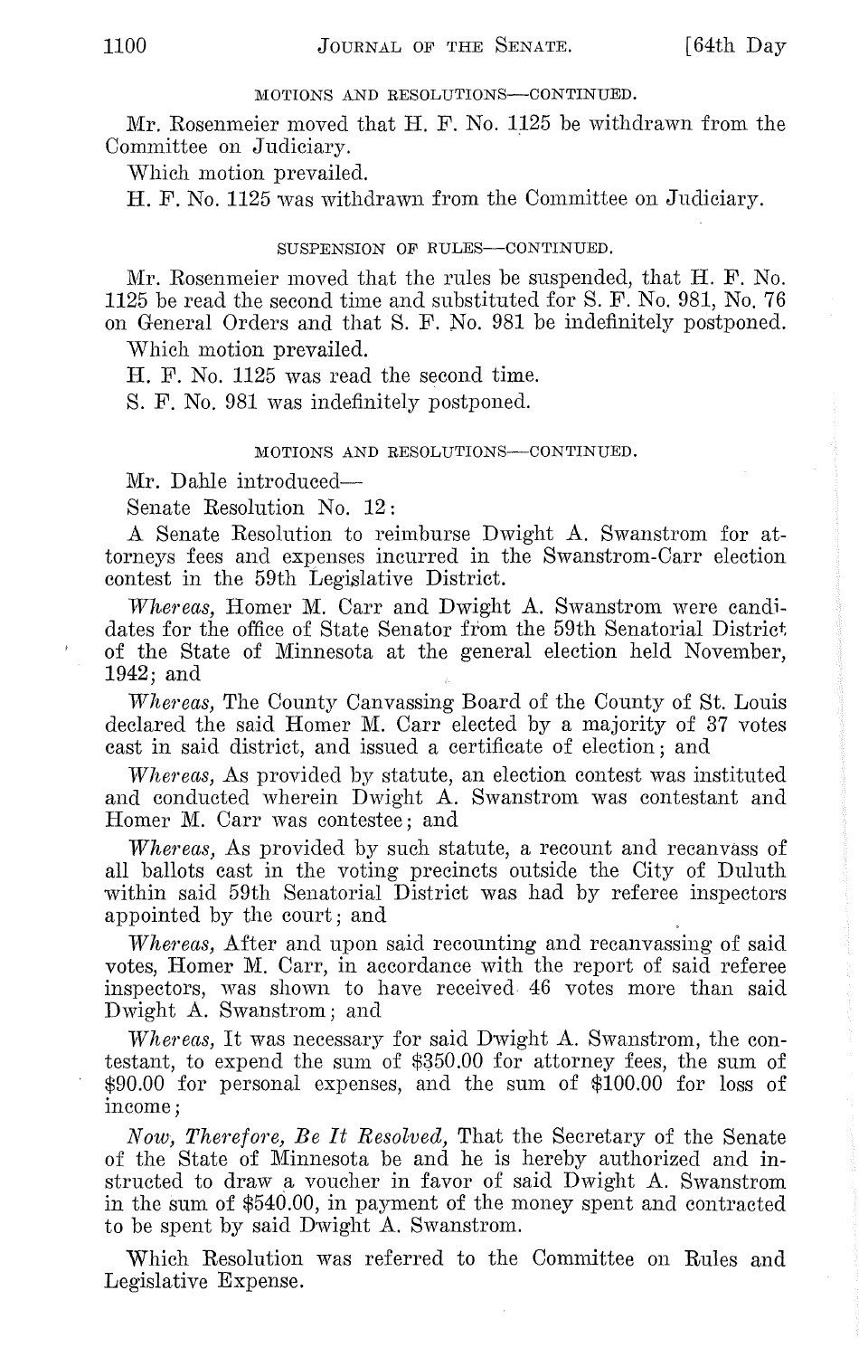MOTIONS AND RESOLUTIONS—CONTINUED.

Mr. Rosenmeier moved that H. F. No. 1125 be withdrawn from the Committee on Judiciary.

Which motion prevailed.

H. F. No. 1125 was withdrawn from the Committee on Judiciary.

SUSPENSION OF RULES—CONTINUED.

Mr. Rosenmeier moved that the rules be suspended, that H. F. No. 1125 be read the second time and substituted for S. F. No. 981, No. 76 on General Orders and that S. F. No. 981 be indefinitely postponed.

Which motion prevailed.

H. F. No. 1125 was read the second time.

S. F. No. 981 was indefinitely postponed.

MOTIONS AND RESOLUTIONS—CONTINUED.

Mr. Dahle introduced—

Senate Resolution No. 12:

A Senate Resolution to reimburse Dwight A. Swanstrom for attorneys fees and expenses incurred in the Swanstrom-Carr election contest in the 59th Legislative District.

*Whereas,* Homer M. Carr and Dwight A. Swanstrom were candidates for the office of State Senator from the 59th Senatorial District of the State of Minnesota at the general election held November, 1942; and

*Whereas,* The County Canvassing Board of the County of St. Louis declared the said Homer M. Carr elected by a majority of 37 votes cast in said district, and issued a certificate of election; and

*Whereas,* As provided by statute, an election contest was instituted and conducted wherein Dwight A. Swanstrom was contestant and Homer M. Carr was contestee; and

*Whereas,* As provided by such statute, a recount and recanvass of all ballots cast in the voting precincts outside the City of Duluth within said 59th Senatorial District was had by referee inspectors appointed by the court; and

*Whereas,* After and upon said recounting and recanvassing of said votes, Homer M. Carr, in accordance with the report of said referee inspectors, was shown to have received 46 votes more than said Dwight A. Swanstrom; and

*Whereas,* It was necessary for said Dwight A. Swanstrom, the contestant, to expend the sum of $350.00 for attorney fees, the sum of $90.00 for personal expenses, and the sum of $100.00 for loss of income;

*Now, Therefore, Be It Resolved,* That the Secretary of the Senate of the State of Minnesota be and he is hereby authorized and instructed to draw a voucher in favor of said Dwight A. Swanstrom in the sum of $540.00, in payment of the money spent and contracted to be spent by said Dwight A. Swanstrom.

Which Resolution was referred to the Committee on Rules and Legislative Expense.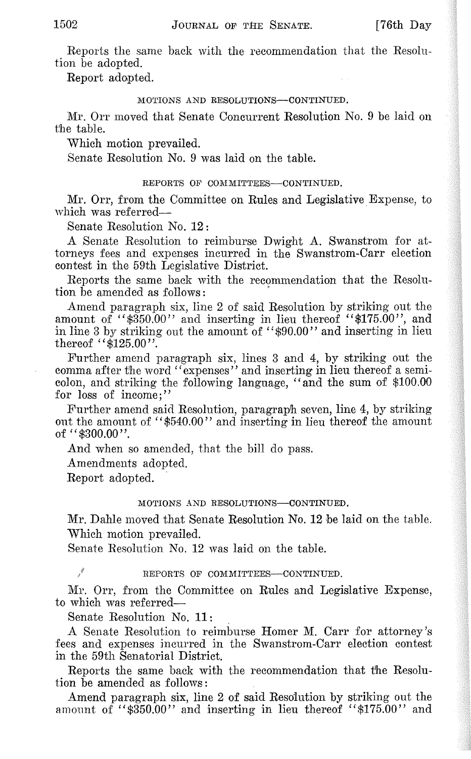Reports the same back with the recommendation that the Resolution be adopted.

Report adopted.

### MOTIONS AND RESOLUTIONS—CONTINUED.

Mr. Orr moved that Senate Concurrent Resolution No. 9 be laid on the table.

Which motion prevailed.

Senate Resolution No. 9 was laid on the table.

### REPORTS OF COMMITTEES—CONTINUED.

Mr. Orr, from the Committee on Rules and Legislative Expense, to which was referred—

Senate Resolution No. 12:

A Senate Resolution to reimburse Dwight A. Swanstrom for attorneys fees and expenses incurred in the Swanstrom-Carr election contest in the 59th Legislative District.

Reports the same back with the recommendation that the Resolution be amended as follows:

Amend paragraph six, line 2 of said Resolution by striking out the amount of "$350.00" and inserting in lieu thereof "$175.00", and in line 3 by striking out the amount of "$90.00" and inserting in lieu thereof "$125.00".

Further amend paragraph six, lines 3 and 4, by striking out the comma after the word "expenses" and inserting in lieu thereof a semicolon, and striking the following language, "and the sum of $100.00 for loss of income;"

Further amend said Resolution, paragraph seven, line 4, by striking out the amount of "$540.00" and inserting in lieu thereof the amount of "$300.00".

And when so amended, that the bill do pass.

Amendments adopted.

Report adopted.

### MOTIONS AND RESOLUTIONS—CONTINUED.

Mr. Dahle moved that Senate Resolution No. 12 be laid on the table.

Which motion prevailed.

Senate Resolution No. 12 was laid on the table.

### REPORTS OF COMMITTEES—CONTINUED.

Mr. Orr, from the Committee on Rules and Legislative Expense, to which was referred—

Senate Resolution No. 11:

A Senate Resolution to reimburse Homer M. Carr for attorney's fees and expenses incurred in the Swanstrom-Carr election contest in the 59th Senatorial District.

Reports the same back with the recommendation that the Resolution be amended as follows:

Amend paragraph six, line 2 of said Resolution by striking out the amount of "$350.00" and inserting in lieu thereof "$175.00" and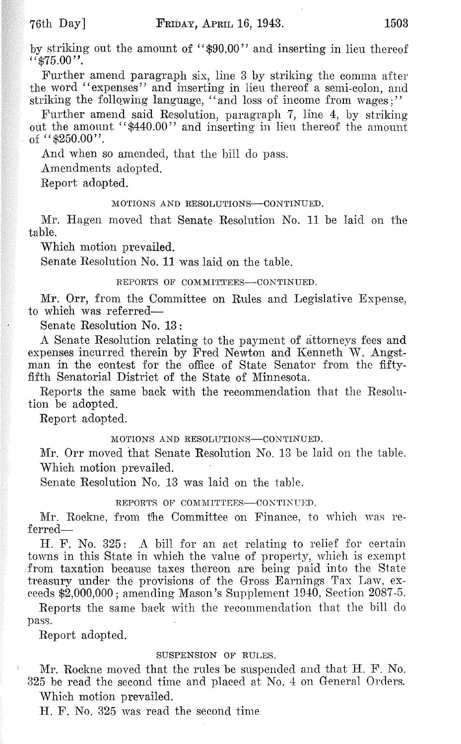by striking out the amount of "$90.00" and inserting in lieu thereof "$75.00".

Further amend paragraph six, line 3 by striking the comma after the word "expenses" and inserting in lieu thereof a semi-colon, and striking the following language, "and loss of income from wages;"

Further amend said Resolution, paragraph 7, line 4, by striking out the amount "$440.00" and inserting in lieu thereof the amount of "$250.00".

And when so amended, that the bill do pass.

Amendments adopted.

Report adopted.

###### MOTIONS AND RESOLUTIONS—CONTINUED.

Mr. Hagen moved that Senate Resolution No. 11 be laid on the table.

Which motion prevailed.

Senate Resolution No. 11 was laid on the table.

###### REPORTS OF COMMITTEES—CONTINUED.

Mr. Orr, from the Committee on Rules and Legislative Expense, to which was referred—

Senate Resolution No. 13:

A Senate Resolution relating to the payment of attorneys fees and expenses incurred therein by Fred Newton and Kenneth W. Angstman in the contest for the office of State Senator from the fifty-fifth Senatorial District of the State of Minnesota.

Reports the same back with the recommendation that the Resolution be adopted.

Report adopted.

###### MOTIONS AND RESOLUTIONS—CONTINUED.

Mr. Orr moved that Senate Resolution No. 13 be laid on the table.

Which motion prevailed.

Senate Resolution No. 13 was laid on the table.

###### REPORTS OF COMMITTEES—CONTINUED.

Mr. Rockne, from the Committee on Finance, to which was referred—

H. F. No. 325: A bill for an act relating to relief for certain towns in this State in which the value of property, which is exempt from taxation because taxes thereon are being paid into the State treasury under the provisions of the Gross Earnings Tax Law, exceeds $2,000,000; amending Mason's Supplement 1940, Section 2087-5.

Reports the same back with the recommendation that the bill do pass.

Report adopted.

###### SUSPENSION OF RULES.

Mr. Rockne moved that the rules be suspended and that H. F. No. 325 be read the second time and placed at No. 4 on General Orders.

Which motion prevailed.

H. F. No. 325 was read the second time.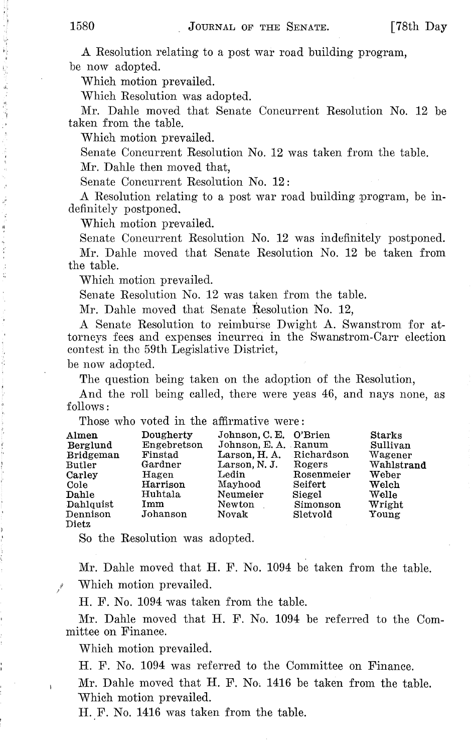A Resolution relating to a post war road building program, be now adopted.

Which motion prevailed.

Which Resolution was adopted.

Mr. Dahle moved that Senate Concurrent Resolution No. 12 be taken from the table.

Which motion prevailed.

Senate Concurrent Resolution No. 12 was taken from the table.

Mr. Dahle then moved that,

Senate Concurrent Resolution No. 12:

A Resolution relating to a post war road building program, be indefinitely postponed.

Which motion prevailed.

Senate Concurrent Resolution No. 12 was indefinitely postponed.

Mr. Dahle moved that Senate Resolution No. 12 be taken from the table.

Which motion prevailed.

Senate Resolution No. 12 was taken from the table.

Mr. Dahle moved that Senate Resolution No. 12,

A Senate Resolution to reimburse Dwight A. Swanstrom for attorneys fees and expenses incurred in the Swanstrom-Carr election contest in the 59th Legislative District,

be now adopted.

The question being taken on the adoption of the Resolution,

And the roll being called, there were yeas 46, and nays none, as follows:

Those who voted in the affirmative were:

| | | | | |
|---|---|---|---|---|
| Almen | Dougherty | Johnson, C. E. | O'Brien | Starks |
| Berglund | Engebretson | Johnson, E. A. | Ranum | Sullivan |
| Bridgeman | Finstad | Larson, H. A. | Richardson | Wagener |
| Butler | Gardner | Larson, N. J. | Rogers | Wahlstrand |
| Carley | Hagen | Ledin | Rosenmeier | Weber |
| Cole | Harrison | Mayhood | Seifert | Welch |
| Dahle | Huhtala | Neumeier | Siegel | Welle |
| Dahlquist | Imm | Newton | Simonson | Wright |
| Dennison | Johanson | Novak | Sletvold | Young |
| Dietz | | | | |

So the Resolution was adopted.

Mr. Dahle moved that H. F. No. 1094 be taken from the table.

Which motion prevailed.

H. F. No. 1094 was taken from the table.

Mr. Dahle moved that H. F. No. 1094 be referred to the Committee on Finance.

Which motion prevailed.

H. F. No. 1094 was referred to the Committee on Finance.

Mr. Dahle moved that H. F. No. 1416 be taken from the table.

Which motion prevailed.

H. F. No. 1416 was taken from the table.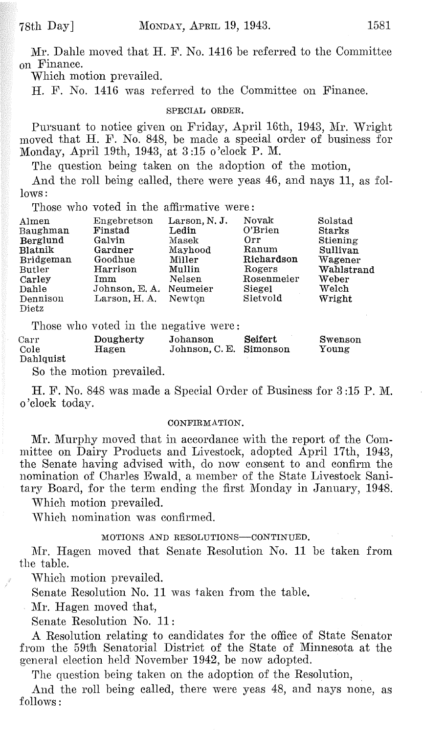Mr. Dahle moved that H. F. No. 1416 be referred to the Committee on Finance.

Which motion prevailed.

H. F. No. 1416 was referred to the Committee on Finance.

### SPECIAL ORDER.

Pursuant to notice given on Friday, April 16th, 1943, Mr. Wright moved that H. F. No. 848, be made a special order of business for Monday, April 19th, 1943, at 3:15 o'clock P. M.

The question being taken on the adoption of the motion,

And the roll being called, there were yeas 46, and nays 11, as follows:

Those who voted in the affirmative were:

| | | | | |
|---|---|---|---|---|
| Almen | Engebretson | Larson, N. J. | Novak | Solstad |
| Baughman | Finstad | Ledin | O'Brien | Starks |
| Berglund | Galvin | Masek | Orr | Stiening |
| Blatnik | Gardner | Mayhood | Ranum | Sullivan |
| Bridgeman | Goodhue | Miller | Richardson | Wagener |
| Butler | Harrison | Mullin | Rogers | Wahlstrand |
| Carley | Imm | Nelsen | Rosenmeier | Weber |
| Dahle | Johnson, E. A. | Neumeier | Siegel | Welch |
| Dennison | Larson, H. A. | Newton | Sletvold | Wright |
| Dietz | | | | |

Those who voted in the negative were:

| | | | | |
|---|---|---|---|---|
| Carr | Dougherty | Johanson | Seifert | Swenson |
| Cole | Hagen | Johnson, C. E. | Simonson | Young |
| Dahlquist | | | | |

So the motion prevailed.

H. F. No. 848 was made a Special Order of Business for 3:15 P. M. o'clock today.

### CONFIRMATION.

Mr. Murphy moved that in accordance with the report of the Committee on Dairy Products and Livestock, adopted April 17th, 1943, the Senate having advised with, do now consent to and confirm the nomination of Charles Ewald, a member of the State Livestock Sanitary Board, for the term ending the first Monday in January, 1948.

Which motion prevailed.

Which nomination was confirmed.

### MOTIONS AND RESOLUTIONS—CONTINUED.

Mr. Hagen moved that Senate Resolution No. 11 be taken from the table.

Which motion prevailed.

Senate Resolution No. 11 was taken from the table.

Mr. Hagen moved that,

Senate Resolution No. 11:

A Resolution relating to candidates for the office of State Senator from the 59th Senatorial District of the State of Minnesota at the general election held November 1942, be now adopted.

The question being taken on the adoption of the Resolution,

And the roll being called, there were yeas 48, and nays none, as follows: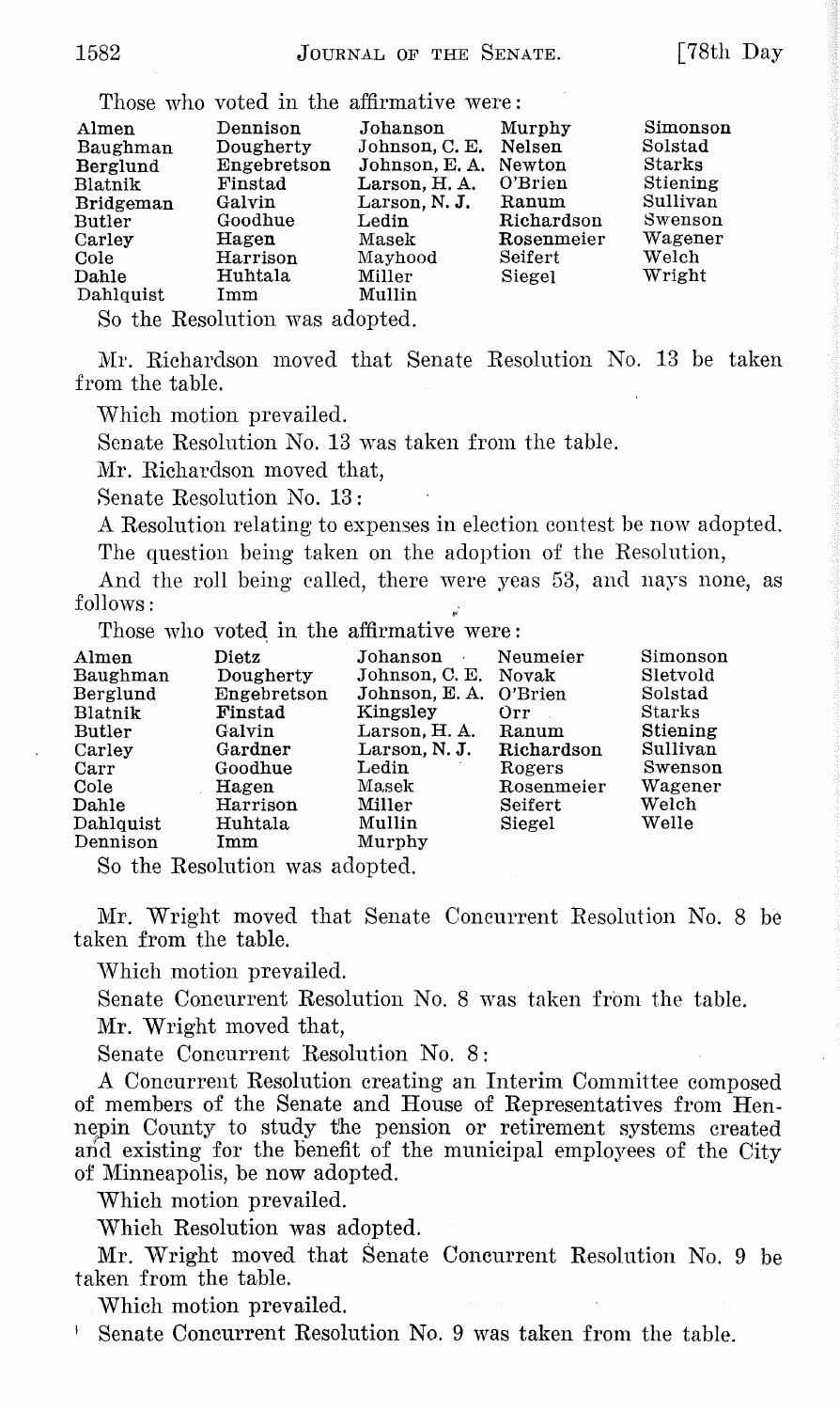Those who voted in the affirmative were:

| | | | | |
|---|---|---|---|---|
| Almen | Dennison | Johanson | Murphy | Simonson |
| Baughman | Dougherty | Johnson, C. E. | Nelsen | Solstad |
| Berglund | Engebretson | Johnson, E. A. | Newton | Starks |
| Blatnik | Finstad | Larson, H. A. | O'Brien | Stiening |
| Bridgeman | Galvin | Larson, N. J. | Ranum | Sullivan |
| Butler | Goodhue | Ledin | Richardson | Swenson |
| Carley | Hagen | Masek | Rosenmeier | Wagener |
| Cole | Harrison | Mayhood | Seifert | Welch |
| Dahle | Huhtala | Miller | Siegel | Wright |
| Dahlquist | Imm | Mullin | | |

So the Resolution was adopted.

Mr. Richardson moved that Senate Resolution No. 13 be taken from the table.

Which motion prevailed.

Senate Resolution No. 13 was taken from the table.

Mr. Richardson moved that,

Senate Resolution No. 13:

A Resolution relating to expenses in election contest be now adopted.

The question being taken on the adoption of the Resolution,

And the roll being called, there were yeas 53, and nays none, as follows:

Those who voted in the affirmative were:

| | | | | |
|---|---|---|---|---|
| Almen | Dietz | Johanson | Neumeier | Simonson |
| Baughman | Dougherty | Johnson, C. E. | Novak | Sletvold |
| Berglund | Engebretson | Johnson, E. A. | O'Brien | Solstad |
| Blatnik | Finstad | Kingsley | Orr | Starks |
| Butler | Galvin | Larson, H. A. | Ranum | Stiening |
| Carley | Gardner | Larson, N. J. | Richardson | Sullivan |
| Carr | Goodhue | Ledin | Rogers | Swenson |
| Cole | Hagen | Masek | Rosenmeier | Wagener |
| Dahle | Harrison | Miller | Seifert | Welch |
| Dahlquist | Huhtala | Mullin | Siegel | Welle |
| Dennison | Imm | Murphy | | |

So the Resolution was adopted.

Mr. Wright moved that Senate Concurrent Resolution No. 8 be taken from the table.

Which motion prevailed.

Senate Concurrent Resolution No. 8 was taken from the table.

Mr. Wright moved that,

Senate Concurrent Resolution No. 8:

A Concurrent Resolution creating an Interim Committee composed of members of the Senate and House of Representatives from Hennepin County to study the pension or retirement systems created and existing for the benefit of the municipal employees of the City of Minneapolis, be now adopted.

Which motion prevailed.

Which Resolution was adopted.

Mr. Wright moved that Senate Concurrent Resolution No. 9 be taken from the table.

Which motion prevailed.

Senate Concurrent Resolution No. 9 was taken from the table.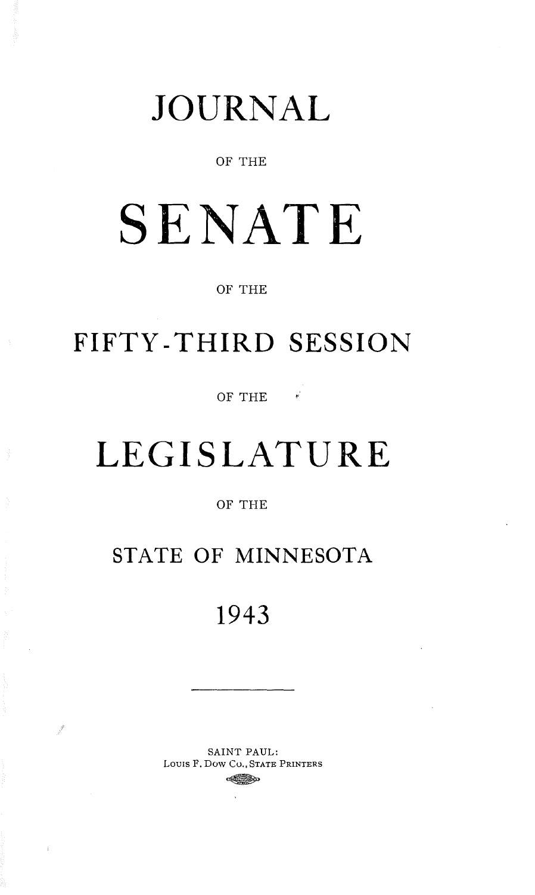# JOURNAL

OF THE

# SENATE

OF THE

# FIFTY-THIRD SESSION

OF THE

# LEGISLATURE

OF THE

## STATE OF MINNESOTA

## 1943

---

SAINT PAUL:
LOUIS F. DOW CO., STATE PRINTERS